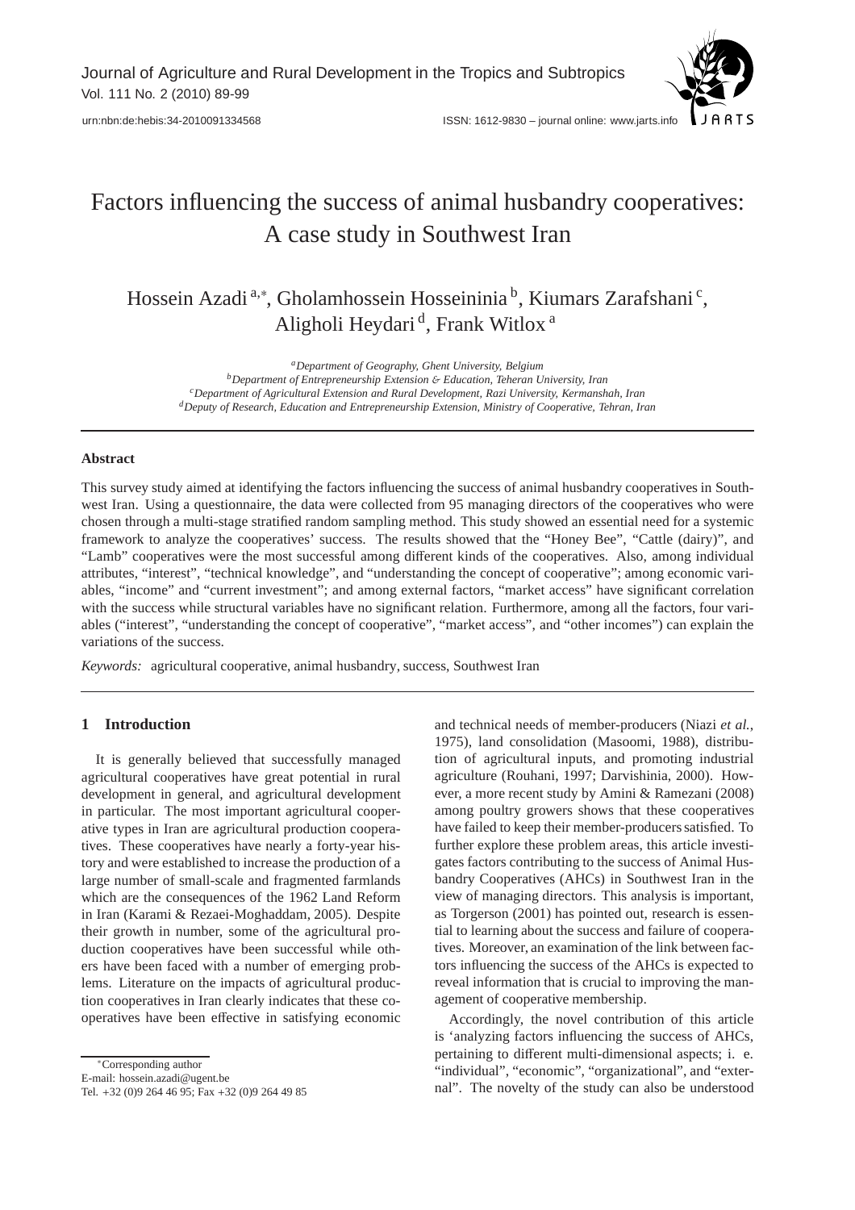# Factors influencing the success of animal husbandry cooperatives: A case study in Southwest Iran

Hossein Azadi [a,*], Gholamhossein Hosseininia [b], Kiumars Zarafshani [c], Aligholi Heydari [d], Frank Witlox [a]

[a] *Department of Geography, Ghent University, Belgium*
[b] *Department of Entrepreneurship Extension & Education, Teheran University, Iran*
[c] *Department of Agricultural Extension and Rural Development, Razi University, Kermanshah, Iran*
[d] *Deputy of Research, Education and Entrepreneurship Extension, Ministry of Cooperative, Tehran, Iran*

## Abstract

This survey study aimed at identifying the factors influencing the success of animal husbandry cooperatives in Southwest Iran. Using a questionnaire, the data were collected from 95 managing directors of the cooperatives who were chosen through a multi-stage stratified random sampling method. This study showed an essential need for a systemic framework to analyze the cooperatives' success. The results showed that the "Honey Bee", "Cattle (dairy)", and "Lamb" cooperatives were the most successful among different kinds of the cooperatives. Also, among individual attributes, "interest", "technical knowledge", and "understanding the concept of cooperative"; among economic variables, "income" and "current investment"; and among external factors, "market access" have significant correlation with the success while structural variables have no significant relation. Furthermore, among all the factors, four variables ("interest", "understanding the concept of cooperative", "market access", and "other incomes") can explain the variations of the success.

*Keywords:* agricultural cooperative, animal husbandry, success, Southwest Iran

## 1 Introduction

It is generally believed that successfully managed agricultural cooperatives have great potential in rural development in general, and agricultural development in particular. The most important agricultural cooperative types in Iran are agricultural production cooperatives. These cooperatives have nearly a forty-year history and were established to increase the production of a large number of small-scale and fragmented farmlands which are the consequences of the 1962 Land Reform in Iran (Karami & Rezaei-Moghaddam, 2005). Despite their growth in number, some of the agricultural production cooperatives have been successful while others have been faced with a number of emerging problems. Literature on the impacts of agricultural production cooperatives in Iran clearly indicates that these cooperatives have been effective in satisfying economic and technical needs of member-producers (Niazi *et al.*, 1975), land consolidation (Masoomi, 1988), distribution of agricultural inputs, and promoting industrial agriculture (Rouhani, 1997; Darvishinia, 2000). However, a more recent study by Amini & Ramezani (2008) among poultry growers shows that these cooperatives have failed to keep their member-producers satisfied. To further explore these problem areas, this article investigates factors contributing to the success of Animal Husbandry Cooperatives (AHCs) in Southwest Iran in the view of managing directors. This analysis is important, as Torgerson (2001) has pointed out, research is essential to learning about the success and failure of cooperatives. Moreover, an examination of the link between factors influencing the success of the AHCs is expected to reveal information that is crucial to improving the management of cooperative membership.

Accordingly, the novel contribution of this article is 'analyzing factors influencing the success of AHCs, pertaining to different multi-dimensional aspects; i. e. "individual", "economic", "organizational", and "external". The novelty of the study can also be understood

---

* Corresponding author
E-mail: hossein.azadi@ugent.be
Tel. +32 (0)9 264 46 95; Fax +32 (0)9 264 49 85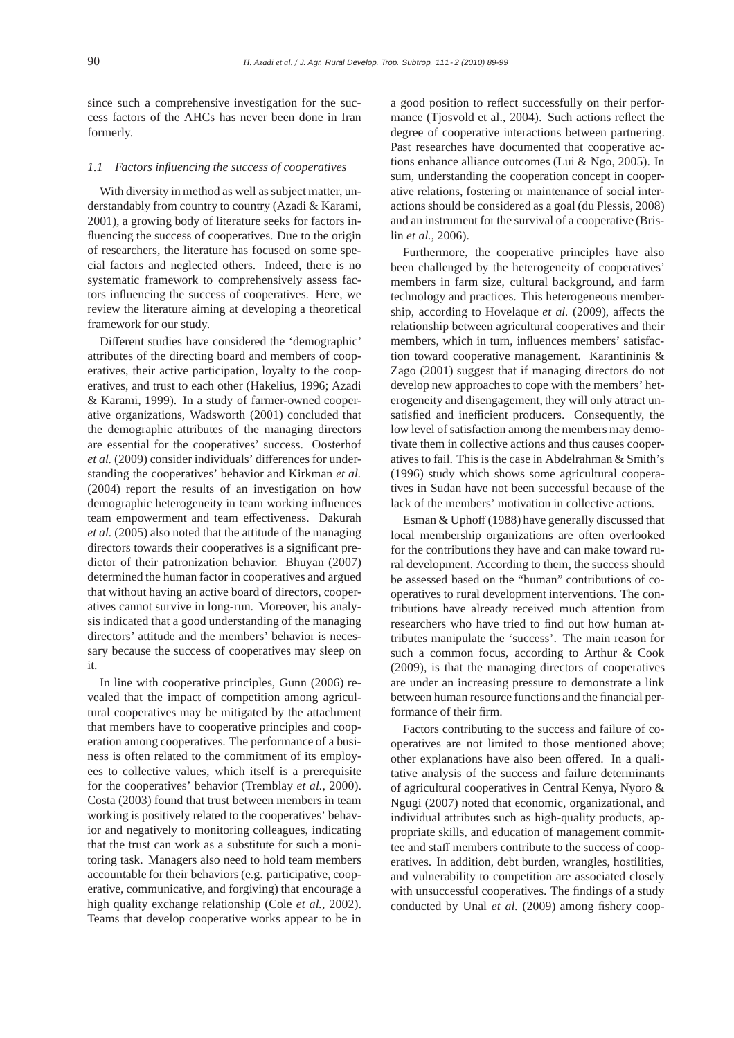since such a comprehensive investigation for the success factors of the AHCs has never been done in Iran formerly.

### *1.1 Factors influencing the success of cooperatives*

With diversity in method as well as subject matter, understandably from country to country (Azadi & Karami, 2001), a growing body of literature seeks for factors influencing the success of cooperatives. Due to the origin of researchers, the literature has focused on some special factors and neglected others. Indeed, there is no systematic framework to comprehensively assess factors influencing the success of cooperatives. Here, we review the literature aiming at developing a theoretical framework for our study.

Different studies have considered the 'demographic' attributes of the directing board and members of cooperatives, their active participation, loyalty to the cooperatives, and trust to each other (Hakelius, 1996; Azadi & Karami, 1999). In a study of farmer-owned cooperative organizations, Wadsworth (2001) concluded that the demographic attributes of the managing directors are essential for the cooperatives' success. Oosterhof *et al.* (2009) consider individuals' differences for understanding the cooperatives' behavior and Kirkman *et al.* (2004) report the results of an investigation on how demographic heterogeneity in team working influences team empowerment and team effectiveness. Dakurah *et al.* (2005) also noted that the attitude of the managing directors towards their cooperatives is a significant predictor of their patronization behavior. Bhuyan (2007) determined the human factor in cooperatives and argued that without having an active board of directors, cooperatives cannot survive in long-run. Moreover, his analysis indicated that a good understanding of the managing directors' attitude and the members' behavior is necessary because the success of cooperatives may sleep on it.

In line with cooperative principles, Gunn (2006) revealed that the impact of competition among agricultural cooperatives may be mitigated by the attachment that members have to cooperative principles and cooperation among cooperatives. The performance of a business is often related to the commitment of its employees to collective values, which itself is a prerequisite for the cooperatives' behavior (Tremblay *et al.*, 2000). Costa (2003) found that trust between members in team working is positively related to the cooperatives' behavior and negatively to monitoring colleagues, indicating that the trust can work as a substitute for such a monitoring task. Managers also need to hold team members accountable for their behaviors (e.g. participative, cooperative, communicative, and forgiving) that encourage a high quality exchange relationship (Cole *et al.*, 2002). Teams that develop cooperative works appear to be in a good position to reflect successfully on their performance (Tjosvold et al., 2004). Such actions reflect the degree of cooperative interactions between partnering. Past researches have documented that cooperative actions enhance alliance outcomes (Lui & Ngo, 2005). In sum, understanding the cooperation concept in cooperative relations, fostering or maintenance of social interactions should be considered as a goal (du Plessis, 2008) and an instrument for the survival of a cooperative (Brislin *et al.*, 2006).

Furthermore, the cooperative principles have also been challenged by the heterogeneity of cooperatives' members in farm size, cultural background, and farm technology and practices. This heterogeneous membership, according to Hovelaque *et al.* (2009), affects the relationship between agricultural cooperatives and their members, which in turn, influences members' satisfaction toward cooperative management. Karantininis & Zago (2001) suggest that if managing directors do not develop new approaches to cope with the members' heterogeneity and disengagement, they will only attract unsatisfied and inefficient producers. Consequently, the low level of satisfaction among the members may demotivate them in collective actions and thus causes cooperatives to fail. This is the case in Abdelrahman & Smith's (1996) study which shows some agricultural cooperatives in Sudan have not been successful because of the lack of the members' motivation in collective actions.

Esman & Uphoff (1988) have generally discussed that local membership organizations are often overlooked for the contributions they have and can make toward rural development. According to them, the success should be assessed based on the "human" contributions of cooperatives to rural development interventions. The contributions have already received much attention from researchers who have tried to find out how human attributes manipulate the 'success'. The main reason for such a common focus, according to Arthur & Cook (2009), is that the managing directors of cooperatives are under an increasing pressure to demonstrate a link between human resource functions and the financial performance of their firm.

Factors contributing to the success and failure of cooperatives are not limited to those mentioned above; other explanations have also been offered. In a qualitative analysis of the success and failure determinants of agricultural cooperatives in Central Kenya, Nyoro & Ngugi (2007) noted that economic, organizational, and individual attributes such as high-quality products, appropriate skills, and education of management committee and staff members contribute to the success of cooperatives. In addition, debt burden, wrangles, hostilities, and vulnerability to competition are associated closely with unsuccessful cooperatives. The findings of a study conducted by Unal *et al.* (2009) among fishery coop-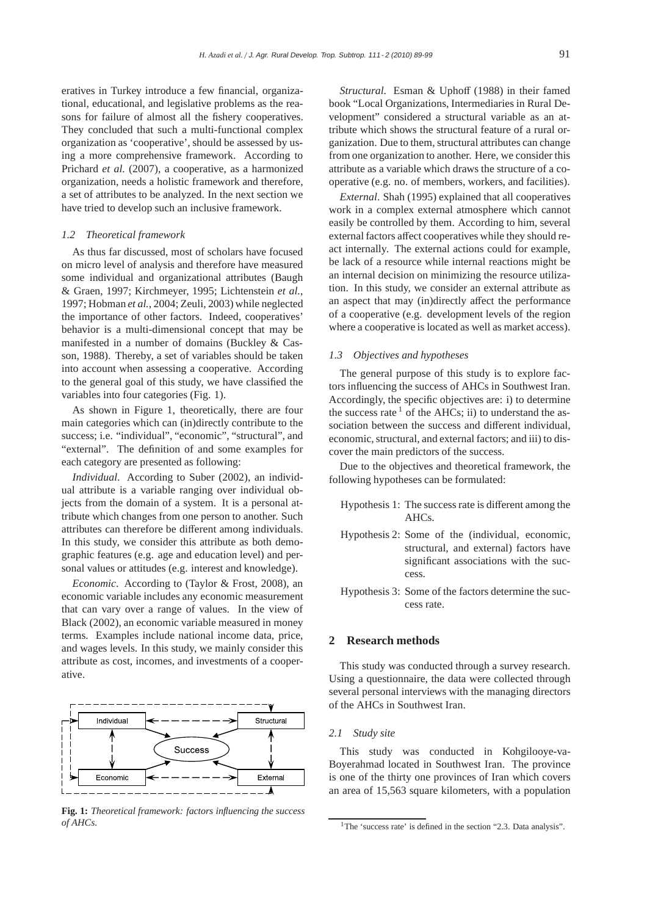eratives in Turkey introduce a few financial, organizational, educational, and legislative problems as the reasons for failure of almost all the fishery cooperatives. They concluded that such a multi-functional complex organization as 'cooperative', should be assessed by using a more comprehensive framework. According to Prichard *et al.* (2007), a cooperative, as a harmonized organization, needs a holistic framework and therefore, a set of attributes to be analyzed. In the next section we have tried to develop such an inclusive framework.

### *1.2 Theoretical framework*

As thus far discussed, most of scholars have focused on micro level of analysis and therefore have measured some individual and organizational attributes (Baugh & Graen, 1997; Kirchmeyer, 1995; Lichtenstein *et al.*, 1997; Hobman *et al.*, 2004; Zeuli, 2003) while neglected the importance of other factors. Indeed, cooperatives' behavior is a multi-dimensional concept that may be manifested in a number of domains (Buckley & Casson, 1988). Thereby, a set of variables should be taken into account when assessing a cooperative. According to the general goal of this study, we have classified the variables into four categories (Fig. 1).

As shown in Figure 1, theoretically, there are four main categories which can (in)directly contribute to the success; i.e. "individual", "economic", "structural", and "external". The definition of and some examples for each category are presented as following:

*Individual.* According to Suber (2002), an individual attribute is a variable ranging over individual objects from the domain of a system. It is a personal attribute which changes from one person to another. Such attributes can therefore be different among individuals. In this study, we consider this attribute as both demographic features (e.g. age and education level) and personal values or attitudes (e.g. interest and knowledge).

*Economic*. According to (Taylor & Frost, 2008), an economic variable includes any economic measurement that can vary over a range of values. In the view of Black (2002), an economic variable measured in money terms. Examples include national income data, price, and wages levels. In this study, we mainly consider this attribute as cost, incomes, and investments of a cooperative.

**Fig. 1:** *Theoretical framework: factors influencing the success of AHCs.*

*Structural*. Esman & Uphoff (1988) in their famed book "Local Organizations, Intermediaries in Rural Development" considered a structural variable as an attribute which shows the structural feature of a rural organization. Due to them, structural attributes can change from one organization to another. Here, we consider this attribute as a variable which draws the structure of a cooperative (e.g. no. of members, workers, and facilities).

*External*. Shah (1995) explained that all cooperatives work in a complex external atmosphere which cannot easily be controlled by them. According to him, several external factors affect cooperatives while they should react internally. The external actions could for example, be lack of a resource while internal reactions might be an internal decision on minimizing the resource utilization. In this study, we consider an external attribute as an aspect that may (in)directly affect the performance of a cooperative (e.g. development levels of the region where a cooperative is located as well as market access).

### *1.3 Objectives and hypotheses*

The general purpose of this study is to explore factors influencing the success of AHCs in Southwest Iran. Accordingly, the specific objectives are: i) to determine the success rate [1] of the AHCs; ii) to understand the association between the success and different individual, economic, structural, and external factors; and iii) to discover the main predictors of the success.

Due to the objectives and theoretical framework, the following hypotheses can be formulated:

- Hypothesis 1: The success rate is different among the AHCs.
- Hypothesis 2: Some of the (individual, economic, structural, and external) factors have significant associations with the success.
- Hypothesis 3: Some of the factors determine the success rate.

## 2 Research methods

This study was conducted through a survey research. Using a questionnaire, the data were collected through several personal interviews with the managing directors of the AHCs in Southwest Iran.

### *2.1 Study site*

This study was conducted in Kohgilooye-va-Boyerahmad located in Southwest Iran. The province is one of the thirty one provinces of Iran which covers an area of 15,563 square kilometers, with a population

[1] The 'success rate' is defined in the section "2.3. Data analysis".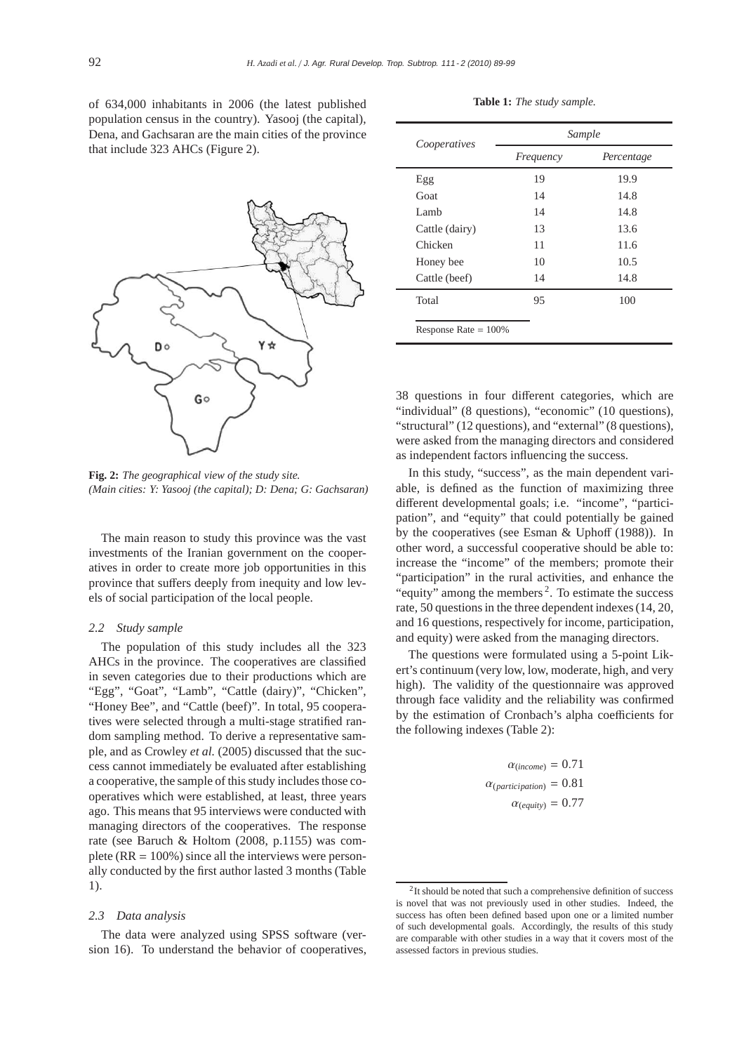of 634,000 inhabitants in 2006 (the latest published population census in the country). Yasooj (the capital), Dena, and Gachsaran are the main cities of the province that include 323 AHCs (Figure 2).

**Fig. 2:** *The geographical view of the study site. (Main cities: Y: Yasooj (the capital); D: Dena; G: Gachsaran)*

The main reason to study this province was the vast investments of the Iranian government on the cooperatives in order to create more job opportunities in this province that suffers deeply from inequity and low levels of social participation of the local people.

### *2.2 Study sample*

The population of this study includes all the 323 AHCs in the province. The cooperatives are classified in seven categories due to their productions which are "Egg", "Goat", "Lamb", "Cattle (dairy)", "Chicken", "Honey Bee", and "Cattle (beef)". In total, 95 cooperatives were selected through a multi-stage stratified random sampling method. To derive a representative sample, and as Crowley *et al.* (2005) discussed that the success cannot immediately be evaluated after establishing a cooperative, the sample of this study includes those cooperatives which were established, at least, three years ago. This means that 95 interviews were conducted with managing directors of the cooperatives. The response rate (see Baruch & Holtom (2008, p.1155) was complete (RR = 100%) since all the interviews were personally conducted by the first author lasted 3 months (Table 1).

**Table 1:** *The study sample.*

| *Cooperatives* | *Sample* | |
|---|---|---|
| | *Frequency* | *Percentage* |
| Egg | 19 | 19.9 |
| Goat | 14 | 14.8 |
| Lamb | 14 | 14.8 |
| Cattle (dairy) | 13 | 13.6 |
| Chicken | 11 | 11.6 |
| Honey bee | 10 | 10.5 |
| Cattle (beef) | 14 | 14.8 |
| Total | 95 | 100 |

Response Rate = 100%

### *2.3 Data analysis*

The data were analyzed using SPSS software (version 16). To understand the behavior of cooperatives, 38 questions in four different categories, which are "individual" (8 questions), "economic" (10 questions), "structural" (12 questions), and "external" (8 questions), were asked from the managing directors and considered as independent factors influencing the success.

In this study, "success", as the main dependent variable, is defined as the function of maximizing three different developmental goals; i.e. "income", "participation", and "equity" that could potentially be gained by the cooperatives (see Esman & Uphoff (1988)). In other word, a successful cooperative should be able to: increase the "income" of the members; promote their "participation" in the rural activities, and enhance the "equity" among the members [2]. To estimate the success rate, 50 questions in the three dependent indexes (14, 20, and 16 questions, respectively for income, participation, and equity) were asked from the managing directors.

The questions were formulated using a 5-point Likert's continuum (very low, low, moderate, high, and very high). The validity of the questionnaire was approved through face validity and the reliability was confirmed by the estimation of Cronbach's alpha coefficients for the following indexes (Table 2):

$$\alpha_{(income)} = 0.71$$
$$\alpha_{(participation)} = 0.81$$
$$\alpha_{(equity)} = 0.77$$

[2] It should be noted that such a comprehensive definition of success is novel that was not previously used in other studies. Indeed, the success has often been defined based upon one or a limited number of such developmental goals. Accordingly, the results of this study are comparable with other studies in a way that it covers most of the assessed factors in previous studies.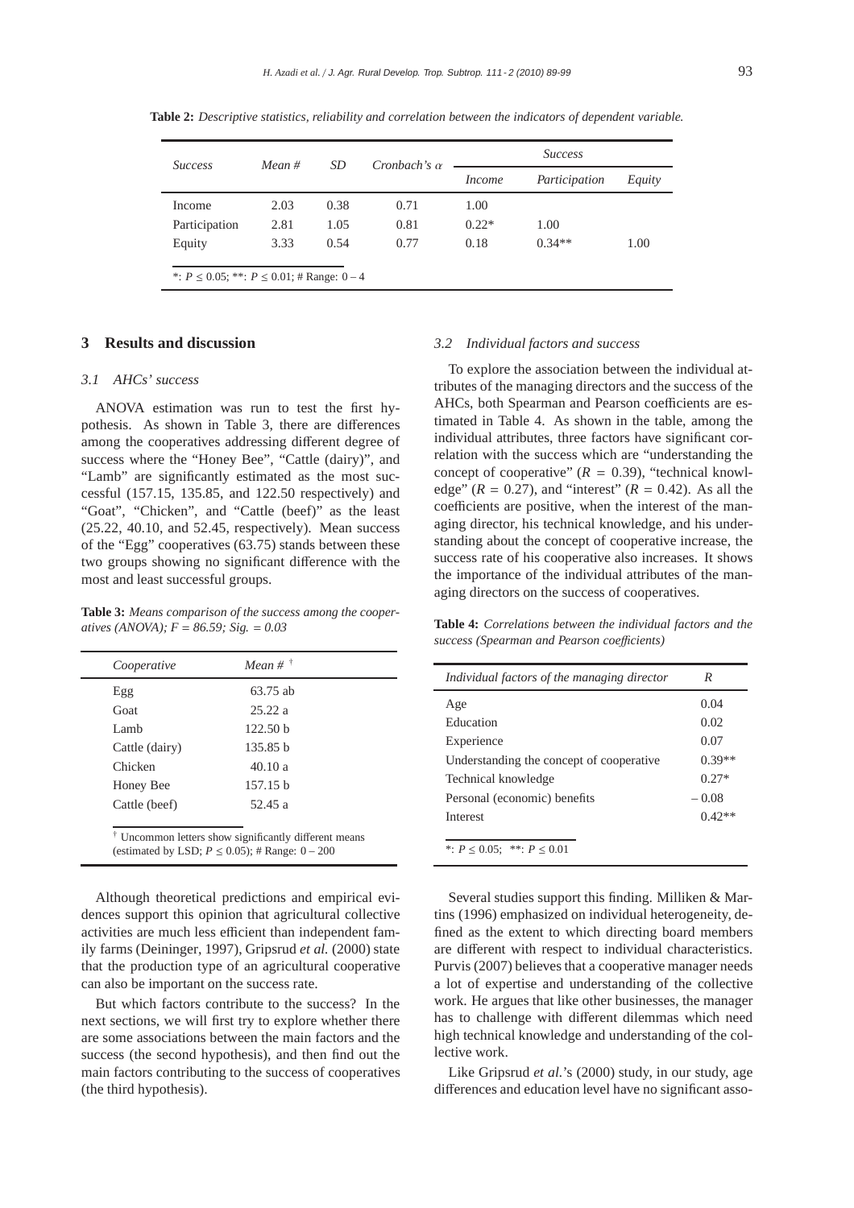**Table 2:** *Descriptive statistics, reliability and correlation between the indicators of dependent variable.*

| *Success* | *Mean #* | *SD* | *Cronbach's α* | *Success* | | |
|---|---|---|---|---|---|---|
| | | | | *Income* | *Participation* | *Equity* |
| Income | 2.03 | 0.38 | 0.71 | 1.00 | | |
| Participation | 2.81 | 1.05 | 0.81 | 0.22* | 1.00 | |
| Equity | 3.33 | 0.54 | 0.77 | 0.18 | 0.34** | 1.00 |

*: $P \leq 0.05$; **: $P \leq 0.01$; # Range: 0 – 4

## 3 Results and discussion

### 3.1 AHCs' success

ANOVA estimation was run to test the first hypothesis. As shown in Table 3, there are differences among the cooperatives addressing different degree of success where the "Honey Bee", "Cattle (dairy)", and "Lamb" are significantly estimated as the most successful (157.15, 135.85, and 122.50 respectively) and "Goat", "Chicken", and "Cattle (beef)" as the least (25.22, 40.10, and 52.45, respectively). Mean success of the "Egg" cooperatives (63.75) stands between these two groups showing no significant difference with the most and least successful groups.

**Table 3:** *Means comparison of the success among the cooperatives (ANOVA); F = 86.59; Sig. = 0.03*

| *Cooperative* | *Mean #* † |
|---|---|
| Egg | 63.75 ab |
| Goat | 25.22 a |
| Lamb | 122.50 b |
| Cattle (dairy) | 135.85 b |
| Chicken | 40.10 a |
| Honey Bee | 157.15 b |
| Cattle (beef) | 52.45 a |

† Uncommon letters show significantly different means (estimated by LSD; $P \leq 0.05$); # Range: 0 – 200

Although theoretical predictions and empirical evidences support this opinion that agricultural collective activities are much less efficient than independent family farms (Deininger, 1997), Gripsrud *et al.* (2000) state that the production type of an agricultural cooperative can also be important on the success rate.

But which factors contribute to the success? In the next sections, we will first try to explore whether there are some associations between the main factors and the success (the second hypothesis), and then find out the main factors contributing to the success of cooperatives (the third hypothesis).

### 3.2 Individual factors and success

To explore the association between the individual attributes of the managing directors and the success of the AHCs, both Spearman and Pearson coefficients are estimated in Table 4. As shown in the table, among the individual attributes, three factors have significant correlation with the success which are "understanding the concept of cooperative" ($R = 0.39$), "technical knowledge" ($R = 0.27$), and "interest" ($R = 0.42$). As all the coefficients are positive, when the interest of the managing director, his technical knowledge, and his understanding about the concept of cooperative increase, the success rate of his cooperative also increases. It shows the importance of the individual attributes of the managing directors on the success of cooperatives.

**Table 4:** *Correlations between the individual factors and the success (Spearman and Pearson coefficients)*

| *Individual factors of the managing director* | *R* |
|---|---|
| Age | 0.04 |
| Education | 0.02 |
| Experience | 0.07 |
| Understanding the concept of cooperative | 0.39** |
| Technical knowledge | 0.27* |
| Personal (economic) benefits | – 0.08 |
| Interest | 0.42** |

*: $P \leq 0.05$; **: $P \leq 0.01$

Several studies support this finding. Milliken & Martins (1996) emphasized on individual heterogeneity, defined as the extent to which directing board members are different with respect to individual characteristics. Purvis (2007) believes that a cooperative manager needs a lot of expertise and understanding of the collective work. He argues that like other businesses, the manager has to challenge with different dilemmas which need high technical knowledge and understanding of the collective work.

Like Gripsrud *et al.*'s (2000) study, in our study, age differences and education level have no significant asso-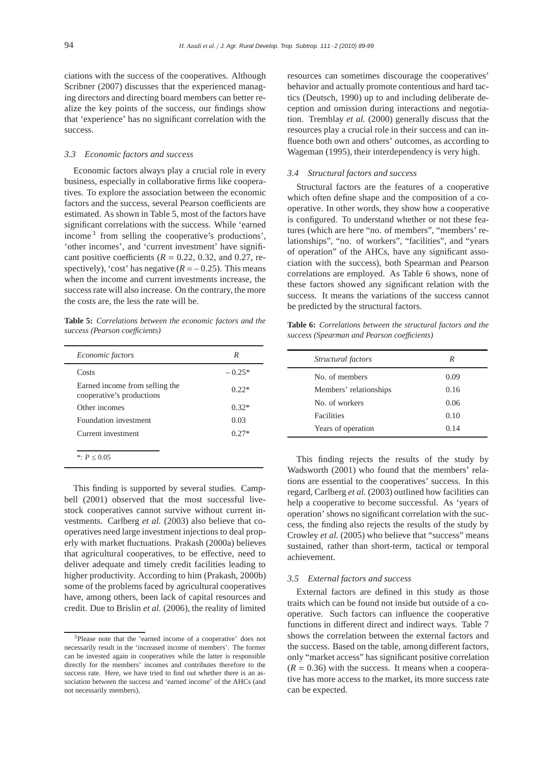ciations with the success of the cooperatives. Although Scribner (2007) discusses that the experienced managing directors and directing board members can better realize the key points of the success, our findings show that 'experience' has no significant correlation with the success.

### 3.3 Economic factors and success

Economic factors always play a crucial role in every business, especially in collaborative firms like cooperatives. To explore the association between the economic factors and the success, several Pearson coefficients are estimated. As shown in Table 5, most of the factors have significant correlations with the success. While 'earned income[3] from selling the cooperative's productions', 'other incomes', and 'current investment' have significant positive coefficients ($R = 0.22$, 0.32, and 0.27, respectively), 'cost' has negative ($R = -0.25$). This means when the income and current investments increase, the success rate will also increase. On the contrary, the more the costs are, the less the rate will be.

**Table 5:** *Correlations between the economic factors and the success (Pearson coefficients)*

| *Economic factors* | *R* |
|---|---|
| Costs | – 0.25* |
| Earned income from selling the cooperative's productions | 0.22* |
| Other incomes | 0.32* |
| Foundation investment | 0.03 |
| Current investment | 0.27* |

*: $P \leq 0.05$

This finding is supported by several studies. Campbell (2001) observed that the most successful livestock cooperatives cannot survive without current investments. Carlberg *et al.* (2003) also believe that cooperatives need large investment injections to deal properly with market fluctuations. Prakash (2000a) believes that agricultural cooperatives, to be effective, need to deliver adequate and timely credit facilities leading to higher productivity. According to him (Prakash, 2000b) some of the problems faced by agricultural cooperatives have, among others, been lack of capital resources and credit. Due to Brislin *et al.* (2006), the reality of limited resources can sometimes discourage the cooperatives' behavior and actually promote contentious and hard tactics (Deutsch, 1990) up to and including deliberate deception and omission during interactions and negotiation. Tremblay *et al.* (2000) generally discuss that the resources play a crucial role in their success and can influence both own and others' outcomes, as according to Wageman (1995), their interdependency is very high.

### 3.4 Structural factors and success

Structural factors are the features of a cooperative which often define shape and the composition of a cooperative. In other words, they show how a cooperative is configured. To understand whether or not these features (which are here "no. of members", "members' relationships", "no. of workers", "facilities", and "years of operation" of the AHCs, have any significant association with the success), both Spearman and Pearson correlations are employed. As Table 6 shows, none of these factors showed any significant relation with the success. It means the variations of the success cannot be predicted by the structural factors.

**Table 6:** *Correlations between the structural factors and the success (Spearman and Pearson coefficients)*

| *Structural factors* | *R* |
|---|---|
| No. of members | 0.09 |
| Members' relationships | 0.16 |
| No. of workers | 0.06 |
| Facilities | 0.10 |
| Years of operation | 0.14 |

This finding rejects the results of the study by Wadsworth (2001) who found that the members' relations are essential to the cooperatives' success. In this regard, Carlberg *et al.* (2003) outlined how facilities can help a cooperative to become successful. As 'years of operation' shows no significant correlation with the success, the finding also rejects the results of the study by Crowley *et al.* (2005) who believe that "success" means sustained, rather than short-term, tactical or temporal achievement.

### 3.5 External factors and success

External factors are defined in this study as those traits which can be found not inside but outside of a cooperative. Such factors can influence the cooperative functions in different direct and indirect ways. Table 7 shows the correlation between the external factors and the success. Based on the table, among different factors, only "market access" has significant positive correlation ($R = 0.36$) with the success. It means when a cooperative has more access to the market, its more success rate can be expected.

[3] Please note that the 'earned income of a cooperative' does not necessarily result in the 'increased income of members'. The former can be invested again in cooperatives while the latter is responsible directly for the members' incomes and contributes therefore to the success rate. Here, we have tried to find out whether there is an association between the success and 'earned income' of the AHCs (and not necessarily members).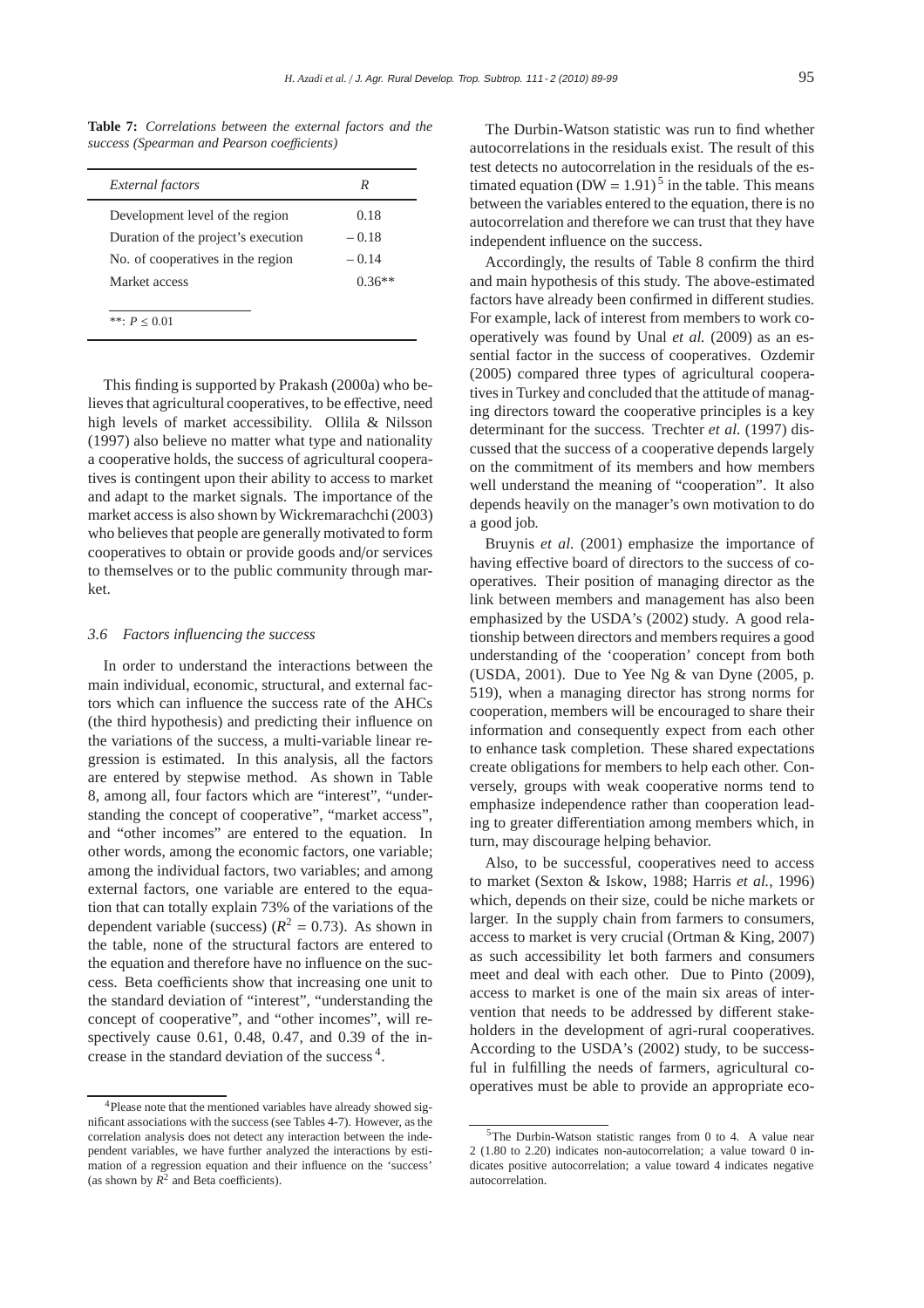**Table 7:** *Correlations between the external factors and the success (Spearman and Pearson coefficients)*

| *External factors* | *R* |
|---|---|
| Development level of the region | 0.18 |
| Duration of the project's execution | – 0.18 |
| No. of cooperatives in the region | – 0.14 |
| Market access | 0.36** |

**: $P \leq 0.01$

This finding is supported by Prakash (2000a) who believes that agricultural cooperatives, to be effective, need high levels of market accessibility. Ollila & Nilsson (1997) also believe no matter what type and nationality a cooperative holds, the success of agricultural cooperatives is contingent upon their ability to access to market and adapt to the market signals. The importance of the market access is also shown by Wickremarachchi (2003) who believes that people are generally motivated to form cooperatives to obtain or provide goods and/or services to themselves or to the public community through market.

### *3.6 Factors influencing the success*

In order to understand the interactions between the main individual, economic, structural, and external factors which can influence the success rate of the AHCs (the third hypothesis) and predicting their influence on the variations of the success, a multi-variable linear regression is estimated. In this analysis, all the factors are entered by stepwise method. As shown in Table 8, among all, four factors which are "interest", "understanding the concept of cooperative", "market access", and "other incomes" are entered to the equation. In other words, among the economic factors, one variable; among the individual factors, two variables; and among external factors, one variable are entered to the equation that can totally explain 73% of the variations of the dependent variable (success) ($R^2 = 0.73$). As shown in the table, none of the structural factors are entered to the equation and therefore have no influence on the success. Beta coefficients show that increasing one unit to the standard deviation of "interest", "understanding the concept of cooperative", and "other incomes", will respectively cause 0.61, 0.48, 0.47, and 0.39 of the increase in the standard deviation of the success [4].

The Durbin-Watson statistic was run to find whether autocorrelations in the residuals exist. The result of this test detects no autocorrelation in the residuals of the estimated equation (DW = 1.91) [5] in the table. This means between the variables entered to the equation, there is no autocorrelation and therefore we can trust that they have independent influence on the success.

Accordingly, the results of Table 8 confirm the third and main hypothesis of this study. The above-estimated factors have already been confirmed in different studies. For example, lack of interest from members to work cooperatively was found by Unal *et al.* (2009) as an essential factor in the success of cooperatives. Ozdemir (2005) compared three types of agricultural cooperatives in Turkey and concluded that the attitude of managing directors toward the cooperative principles is a key determinant for the success. Trechter *et al.* (1997) discussed that the success of a cooperative depends largely on the commitment of its members and how members well understand the meaning of "cooperation". It also depends heavily on the manager's own motivation to do a good job.

Bruynis *et al.* (2001) emphasize the importance of having effective board of directors to the success of cooperatives. Their position of managing director as the link between members and management has also been emphasized by the USDA's (2002) study. A good relationship between directors and members requires a good understanding of the 'cooperation' concept from both (USDA, 2001). Due to Yee Ng & van Dyne (2005, p. 519), when a managing director has strong norms for cooperation, members will be encouraged to share their information and consequently expect from each other to enhance task completion. These shared expectations create obligations for members to help each other. Conversely, groups with weak cooperative norms tend to emphasize independence rather than cooperation leading to greater differentiation among members which, in turn, may discourage helping behavior.

Also, to be successful, cooperatives need to access to market (Sexton & Iskow, 1988; Harris *et al.*, 1996) which, depends on their size, could be niche markets or larger. In the supply chain from farmers to consumers, access to market is very crucial (Ortman & King, 2007) as such accessibility let both farmers and consumers meet and deal with each other. Due to Pinto (2009), access to market is one of the main six areas of intervention that needs to be addressed by different stakeholders in the development of agri-rural cooperatives. According to the USDA's (2002) study, to be successful in fulfilling the needs of farmers, agricultural cooperatives must be able to provide an appropriate eco-

[4] Please note that the mentioned variables have already showed significant associations with the success (see Tables 4-7). However, as the correlation analysis does not detect any interaction between the independent variables, we have further analyzed the interactions by estimation of a regression equation and their influence on the 'success' (as shown by $R^2$ and Beta coefficients).

[5] The Durbin-Watson statistic ranges from 0 to 4. A value near 2 (1.80 to 2.20) indicates non-autocorrelation; a value toward 0 indicates positive autocorrelation; a value toward 4 indicates negative autocorrelation.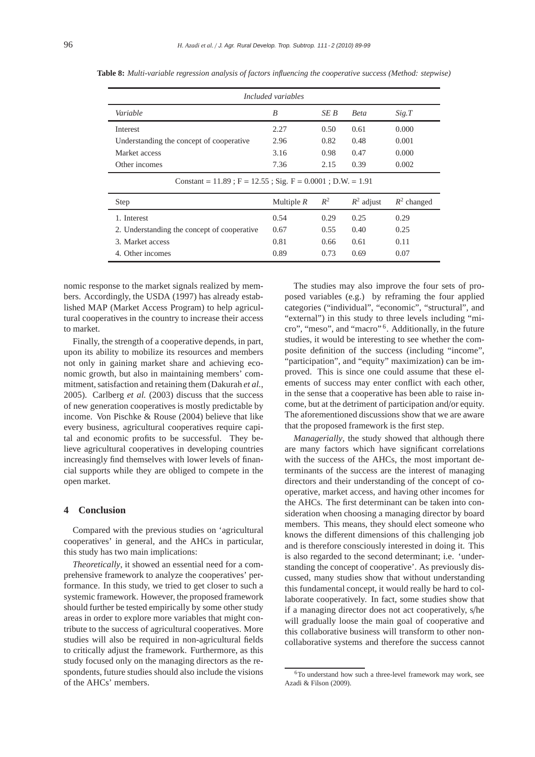**Table 8:** *Multi-variable regression analysis of factors influencing the cooperative success (Method: stepwise)*

| *Included variables* | | | | |
|---|---|---|---|---|
| *Variable* | *B* | *SE B* | *Beta* | *Sig.T* |
| Interest | 2.27 | 0.50 | 0.61 | 0.000 |
| Understanding the concept of cooperative | 2.96 | 0.82 | 0.48 | 0.001 |
| Market access | 3.16 | 0.98 | 0.47 | 0.000 |
| Other incomes | 7.36 | 2.15 | 0.39 | 0.002 |
| Constant = 11.89 ; F = 12.55 ; Sig. F = 0.0001 ; D.W. = 1.91 | | | | |
| Step | Multiple $R$ | $R^2$ | $R^2$ adjust | $R^2$ changed |
| 1. Interest | 0.54 | 0.29 | 0.25 | 0.29 |
| 2. Understanding the concept of cooperative | 0.67 | 0.55 | 0.40 | 0.25 |
| 3. Market access | 0.81 | 0.66 | 0.61 | 0.11 |
| 4. Other incomes | 0.89 | 0.73 | 0.69 | 0.07 |

nomic response to the market signals realized by members. Accordingly, the USDA (1997) has already established MAP (Market Access Program) to help agricultural cooperatives in the country to increase their access to market.

Finally, the strength of a cooperative depends, in part, upon its ability to mobilize its resources and members not only in gaining market share and achieving economic growth, but also in maintaining members' commitment, satisfaction and retaining them (Dakurah *et al.*, 2005). Carlberg *et al.* (2003) discuss that the success of new generation cooperatives is mostly predictable by income. Von Pischke & Rouse (2004) believe that like every business, agricultural cooperatives require capital and economic profits to be successful. They believe agricultural cooperatives in developing countries increasingly find themselves with lower levels of financial supports while they are obliged to compete in the open market.

## 4 Conclusion

Compared with the previous studies on 'agricultural cooperatives' in general, and the AHCs in particular, this study has two main implications:

*Theoretically*, it showed an essential need for a comprehensive framework to analyze the cooperatives' performance. In this study, we tried to get closer to such a systemic framework. However, the proposed framework should further be tested empirically by some other study areas in order to explore more variables that might contribute to the success of agricultural cooperatives. More studies will also be required in non-agricultural fields to critically adjust the framework. Furthermore, as this study focused only on the managing directors as the respondents, future studies should also include the visions of the AHCs' members.

The studies may also improve the four sets of proposed variables (e.g.) by reframing the four applied categories ("individual", "economic", "structural", and "external") in this study to three levels including "micro", "meso", and "macro"[6]. Additionally, in the future studies, it would be interesting to see whether the composite definition of the success (including "income", "participation", and "equity" maximization) can be improved. This is since one could assume that these elements of success may enter conflict with each other, in the sense that a cooperative has been able to raise income, but at the detriment of participation and/or equity. The aforementioned discussions show that we are aware that the proposed framework is the first step.

*Managerially*, the study showed that although there are many factors which have significant correlations with the success of the AHCs, the most important determinants of the success are the interest of managing directors and their understanding of the concept of cooperative, market access, and having other incomes for the AHCs. The first determinant can be taken into consideration when choosing a managing director by board members. This means, they should elect someone who knows the different dimensions of this challenging job and is therefore consciously interested in doing it. This is also regarded to the second determinant; i.e. 'understanding the concept of cooperative'. As previously discussed, many studies show that without understanding this fundamental concept, it would really be hard to collaborate cooperatively. In fact, some studies show that if a managing director does not act cooperatively, s/he will gradually loose the main goal of cooperative and this collaborative business will transform to other non-collaborative systems and therefore the success cannot

[6]To understand how such a three-level framework may work, see Azadi & Filson (2009).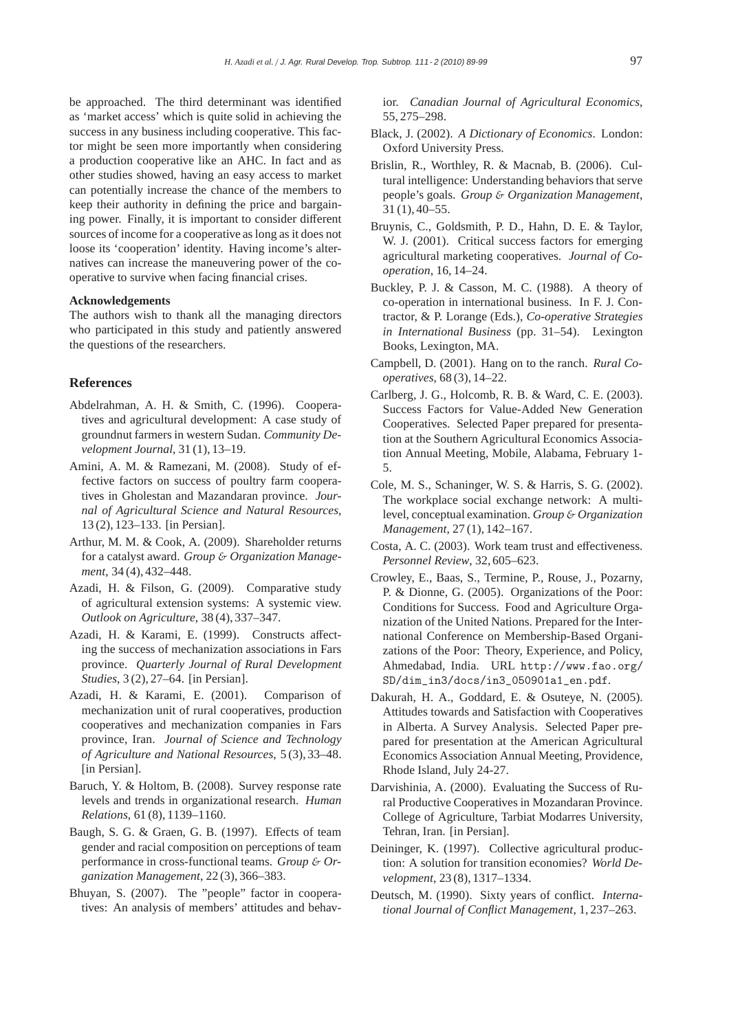be approached. The third determinant was identified as 'market access' which is quite solid in achieving the success in any business including cooperative. This factor might be seen more importantly when considering a production cooperative like an AHC. In fact and as other studies showed, having an easy access to market can potentially increase the chance of the members to keep their authority in defining the price and bargaining power. Finally, it is important to consider different sources of income for a cooperative as long as it does not loose its 'cooperation' identity. Having income's alternatives can increase the maneuvering power of the cooperative to survive when facing financial crises.

**Acknowledgements**

The authors wish to thank all the managing directors who participated in this study and patiently answered the questions of the researchers.

## References

Abdelrahman, A. H. & Smith, C. (1996). Cooperatives and agricultural development: A case study of groundnut farmers in western Sudan. *Community Development Journal*, 31 (1), 13–19.

Amini, A. M. & Ramezani, M. (2008). Study of effective factors on success of poultry farm cooperatives in Gholestan and Mazandaran province. *Journal of Agricultural Science and Natural Resources*, 13 (2), 123–133. [in Persian].

Arthur, M. M. & Cook, A. (2009). Shareholder returns for a catalyst award. *Group & Organization Management*, 34 (4), 432–448.

Azadi, H. & Filson, G. (2009). Comparative study of agricultural extension systems: A systemic view. *Outlook on Agriculture*, 38 (4), 337–347.

Azadi, H. & Karami, E. (1999). Constructs affecting the success of mechanization associations in Fars province. *Quarterly Journal of Rural Development Studies*, 3 (2), 27–64. [in Persian].

Azadi, H. & Karami, E. (2001). Comparison of mechanization unit of rural cooperatives, production cooperatives and mechanization companies in Fars province, Iran. *Journal of Science and Technology of Agriculture and National Resources*, 5 (3), 33–48. [in Persian].

Baruch, Y. & Holtom, B. (2008). Survey response rate levels and trends in organizational research. *Human Relations*, 61 (8), 1139–1160.

Baugh, S. G. & Graen, G. B. (1997). Effects of team gender and racial composition on perceptions of team performance in cross-functional teams. *Group & Organization Management*, 22 (3), 366–383.

Bhuyan, S. (2007). The "people" factor in cooperatives: An analysis of members' attitudes and behavior. *Canadian Journal of Agricultural Economics*, 55, 275–298.

Black, J. (2002). *A Dictionary of Economics*. London: Oxford University Press.

Brislin, R., Worthley, R. & Macnab, B. (2006). Cultural intelligence: Understanding behaviors that serve people's goals. *Group & Organization Management*, 31 (1), 40–55.

Bruynis, C., Goldsmith, P. D., Hahn, D. E. & Taylor, W. J. (2001). Critical success factors for emerging agricultural marketing cooperatives. *Journal of Cooperation*, 16, 14–24.

Buckley, P. J. & Casson, M. C. (1988). A theory of co-operation in international business. In F. J. Contractor, & P. Lorange (Eds.), *Co-operative Strategies in International Business* (pp. 31–54). Lexington Books, Lexington, MA.

Campbell, D. (2001). Hang on to the ranch. *Rural Cooperatives*, 68 (3), 14–22.

Carlberg, J. G., Holcomb, R. B. & Ward, C. E. (2003). Success Factors for Value-Added New Generation Cooperatives. Selected Paper prepared for presentation at the Southern Agricultural Economics Association Annual Meeting, Mobile, Alabama, February 1-5.

Cole, M. S., Schaninger, W. S. & Harris, S. G. (2002). The workplace social exchange network: A multilevel, conceptual examination. *Group & Organization Management*, 27 (1), 142–167.

Costa, A. C. (2003). Work team trust and effectiveness. *Personnel Review*, 32, 605–623.

Crowley, E., Baas, S., Termine, P., Rouse, J., Pozarny, P. & Dionne, G. (2005). Organizations of the Poor: Conditions for Success. Food and Agriculture Organization of the United Nations. Prepared for the International Conference on Membership-Based Organizations of the Poor: Theory, Experience, and Policy, Ahmedabad, India. URL http://www.fao.org/SD/dim_in3/docs/in3_050901a1_en.pdf.

Dakurah, H. A., Goddard, E. & Osuteye, N. (2005). Attitudes towards and Satisfaction with Cooperatives in Alberta. A Survey Analysis. Selected Paper prepared for presentation at the American Agricultural Economics Association Annual Meeting, Providence, Rhode Island, July 24-27.

Darvishinia, A. (2000). Evaluating the Success of Rural Productive Cooperatives in Mozandaran Province. College of Agriculture, Tarbiat Modarres University, Tehran, Iran. [in Persian].

Deininger, K. (1997). Collective agricultural production: A solution for transition economies? *World Development*, 23 (8), 1317–1334.

Deutsch, M. (1990). Sixty years of conflict. *International Journal of Conflict Management*, 1, 237–263.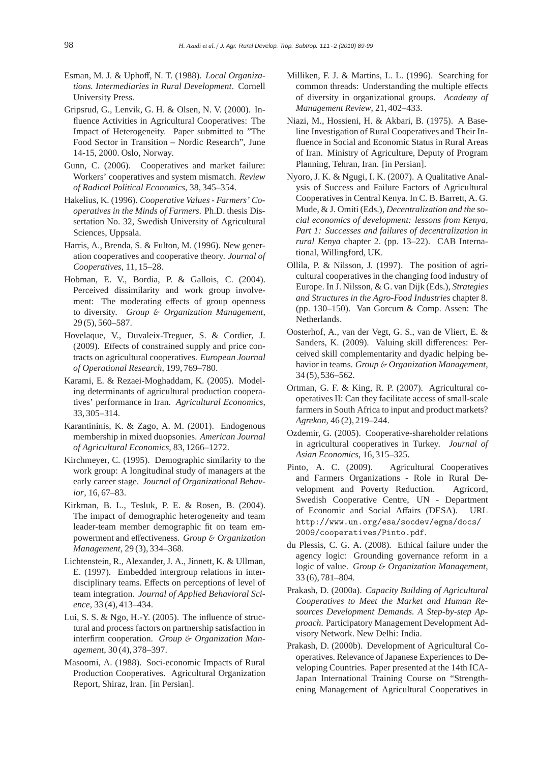Esman, M. J. & Uphoff, N. T. (1988). *Local Organizations. Intermediaries in Rural Development*. Cornell University Press.

Gripsrud, G., Lenvik, G. H. & Olsen, N. V. (2000). Influence Activities in Agricultural Cooperatives: The Impact of Heterogeneity. Paper submitted to "The Food Sector in Transition – Nordic Research", June 14-15, 2000. Oslo, Norway.

Gunn, C. (2006). Cooperatives and market failure: Workers' cooperatives and system mismatch. *Review of Radical Political Economics*, 38, 345–354.

Hakelius, K. (1996). *Cooperative Values - Farmers' Cooperatives in the Minds of Farmers.* Ph.D. thesis Dissertation No. 32, Swedish University of Agricultural Sciences, Uppsala.

Harris, A., Brenda, S. & Fulton, M. (1996). New generation cooperatives and cooperative theory. *Journal of Cooperatives*, 11, 15–28.

Hobman, E. V., Bordia, P. & Gallois, C. (2004). Perceived dissimilarity and work group involvement: The moderating effects of group openness to diversity. *Group & Organization Management*, 29 (5), 560–587.

Hovelaque, V., Duvaleix-Treguer, S. & Cordier, J. (2009). Effects of constrained supply and price contracts on agricultural cooperatives. *European Journal of Operational Research*, 199, 769–780.

Karami, E. & Rezaei-Moghaddam, K. (2005). Modeling determinants of agricultural production cooperatives' performance in Iran. *Agricultural Economics*, 33, 305–314.

Karantininis, K. & Zago, A. M. (2001). Endogenous membership in mixed duopsonies. *American Journal of Agricultural Economics*, 83, 1266–1272.

Kirchmeyer, C. (1995). Demographic similarity to the work group: A longitudinal study of managers at the early career stage. *Journal of Organizational Behavior*, 16, 67–83.

Kirkman, B. L., Tesluk, P. E. & Rosen, B. (2004). The impact of demographic heterogeneity and team leader-team member demographic fit on team empowerment and effectiveness. *Group & Organization Management*, 29 (3), 334–368.

Lichtenstein, R., Alexander, J. A., Jinnett, K. & Ullman, E. (1997). Embedded intergroup relations in interdisciplinary teams. Effects on perceptions of level of team integration. *Journal of Applied Behavioral Science*, 33 (4), 413–434.

Lui, S. S. & Ngo, H.-Y. (2005). The influence of structural and process factors on partnership satisfaction in interfirm cooperation. *Group & Organization Management*, 30 (4), 378–397.

Masoomi, A. (1988). Soci-economic Impacts of Rural Production Cooperatives. Agricultural Organization Report, Shiraz, Iran. [in Persian].

Milliken, F. J. & Martins, L. L. (1996). Searching for common threads: Understanding the multiple effects of diversity in organizational groups. *Academy of Management Review*, 21, 402–433.

Niazi, M., Hossieni, H. & Akbari, B. (1975). A Baseline Investigation of Rural Cooperatives and Their Influence in Social and Economic Status in Rural Areas of Iran. Ministry of Agriculture, Deputy of Program Planning, Tehran, Iran. [in Persian].

Nyoro, J. K. & Ngugi, I. K. (2007). A Qualitative Analysis of Success and Failure Factors of Agricultural Cooperatives in Central Kenya. In C. B. Barrett, A. G. Mude, & J. Omiti (Eds.), *Decentralization and the social economics of development: lessons from Kenya, Part 1: Successes and failures of decentralization in rural Kenya* chapter 2. (pp. 13–22). CAB International, Willingford, UK.

Ollila, P. & Nilsson, J. (1997). The position of agricultural cooperatives in the changing food industry of Europe. In J. Nilsson, & G. van Dijk (Eds.), *Strategies and Structures in the Agro-Food Industries* chapter 8. (pp. 130–150). Van Gorcum & Comp. Assen: The Netherlands.

Oosterhof, A., van der Vegt, G. S., van de Vliert, E. & Sanders, K. (2009). Valuing skill differences: Perceived skill complementarity and dyadic helping behavior in teams. *Group & Organization Management*, 34 (5), 536–562.

Ortman, G. F. & King, R. P. (2007). Agricultural cooperatives II: Can they facilitate access of small-scale farmers in South Africa to input and product markets? *Agrekon*, 46 (2), 219–244.

Ozdemir, G. (2005). Cooperative-shareholder relations in agricultural cooperatives in Turkey. *Journal of Asian Economics*, 16, 315–325.

Pinto, A. C. (2009). Agricultural Cooperatives and Farmers Organizations - Role in Rural Development and Poverty Reduction. Agricord, Swedish Cooperative Centre, UN - Department of Economic and Social Affairs (DESA). URL http://www.un.org/esa/socdev/egms/docs/2009/cooperatives/Pinto.pdf.

du Plessis, C. G. A. (2008). Ethical failure under the agency logic: Grounding governance reform in a logic of value. *Group & Organization Management*, 33 (6), 781–804.

Prakash, D. (2000a). *Capacity Building of Agricultural Cooperatives to Meet the Market and Human Resources Development Demands. A Step-by-step Approach.* Participatory Management Development Advisory Network. New Delhi: India.

Prakash, D. (2000b). Development of Agricultural Cooperatives. Relevance of Japanese Experiences to Developing Countries. Paper presented at the 14th ICA-Japan International Training Course on "Strengthening Management of Agricultural Cooperatives in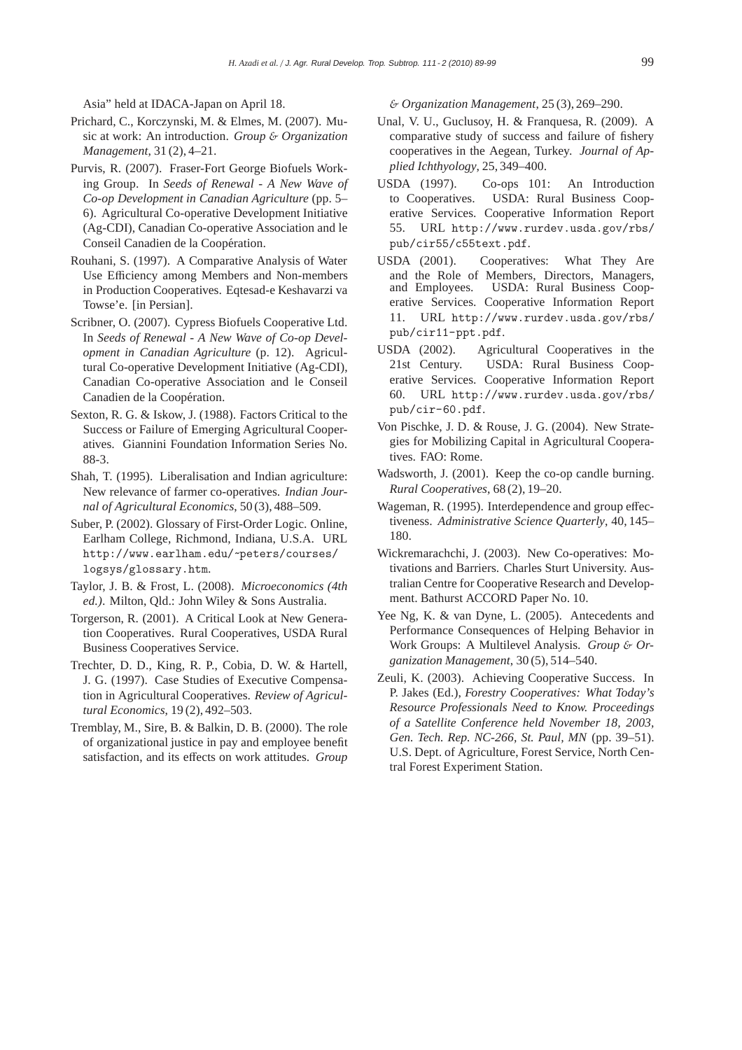Asia" held at IDACA-Japan on April 18.

Prichard, C., Korczynski, M. & Elmes, M. (2007). Music at work: An introduction. *Group & Organization Management*, 31 (2), 4–21.

Purvis, R. (2007). Fraser-Fort George Biofuels Working Group. In *Seeds of Renewal - A New Wave of Co-op Development in Canadian Agriculture* (pp. 5–6). Agricultural Co-operative Development Initiative (Ag-CDI), Canadian Co-operative Association and le Conseil Canadien de la Coopération.

Rouhani, S. (1997). A Comparative Analysis of Water Use Efficiency among Members and Non-members in Production Cooperatives. Eqtesad-e Keshavarzi va Towse'e. [in Persian].

Scribner, O. (2007). Cypress Biofuels Cooperative Ltd. In *Seeds of Renewal - A New Wave of Co-op Development in Canadian Agriculture* (p. 12). Agricultural Co-operative Development Initiative (Ag-CDI), Canadian Co-operative Association and le Conseil Canadien de la Coopération.

Sexton, R. G. & Iskow, J. (1988). Factors Critical to the Success or Failure of Emerging Agricultural Cooperatives. Giannini Foundation Information Series No. 88-3.

Shah, T. (1995). Liberalisation and Indian agriculture: New relevance of farmer co-operatives. *Indian Journal of Agricultural Economics*, 50 (3), 488–509.

Suber, P. (2002). Glossary of First-Order Logic. Online, Earlham College, Richmond, Indiana, U.S.A. URL http://www.earlham.edu/~peters/courses/logsys/glossary.htm.

Taylor, J. B. & Frost, L. (2008). *Microeconomics (4th ed.)*. Milton, Qld.: John Wiley & Sons Australia.

Torgerson, R. (2001). A Critical Look at New Generation Cooperatives. Rural Cooperatives, USDA Rural Business Cooperatives Service.

Trechter, D. D., King, R. P., Cobia, D. W. & Hartell, J. G. (1997). Case Studies of Executive Compensation in Agricultural Cooperatives. *Review of Agricultural Economics*, 19 (2), 492–503.

Tremblay, M., Sire, B. & Balkin, D. B. (2000). The role of organizational justice in pay and employee benefit satisfaction, and its effects on work attitudes. *Group & Organization Management*, 25 (3), 269–290.

Unal, V. U., Guclusoy, H. & Franquesa, R. (2009). A comparative study of success and failure of fishery cooperatives in the Aegean, Turkey. *Journal of Applied Ichthyology*, 25, 349–400.

USDA (1997). Co-ops 101: An Introduction to Cooperatives. USDA: Rural Business Cooperative Services. Cooperative Information Report 55. URL http://www.rurdev.usda.gov/rbs/pub/cir55/c55text.pdf.

USDA (2001). Cooperatives: What They Are and the Role of Members, Directors, Managers, and Employees. USDA: Rural Business Cooperative Services. Cooperative Information Report 11. URL http://www.rurdev.usda.gov/rbs/pub/cir11-ppt.pdf.

USDA (2002). Agricultural Cooperatives in the 21st Century. USDA: Rural Business Cooperative Services. Cooperative Information Report 60. URL http://www.rurdev.usda.gov/rbs/pub/cir-60.pdf.

Von Pischke, J. D. & Rouse, J. G. (2004). New Strategies for Mobilizing Capital in Agricultural Cooperatives. FAO: Rome.

Wadsworth, J. (2001). Keep the co-op candle burning. *Rural Cooperatives*, 68 (2), 19–20.

Wageman, R. (1995). Interdependence and group effectiveness. *Administrative Science Quarterly*, 40, 145–180.

Wickremarachchi, J. (2003). New Co-operatives: Motivations and Barriers. Charles Sturt University. Australian Centre for Cooperative Research and Development. Bathurst ACCORD Paper No. 10.

Yee Ng, K. & van Dyne, L. (2005). Antecedents and Performance Consequences of Helping Behavior in Work Groups: A Multilevel Analysis. *Group & Organization Management*, 30 (5), 514–540.

Zeuli, K. (2003). Achieving Cooperative Success. In P. Jakes (Ed.), *Forestry Cooperatives: What Today's Resource Professionals Need to Know. Proceedings of a Satellite Conference held November 18, 2003, Gen. Tech. Rep. NC-266, St. Paul, MN* (pp. 39–51). U.S. Dept. of Agriculture, Forest Service, North Central Forest Experiment Station.